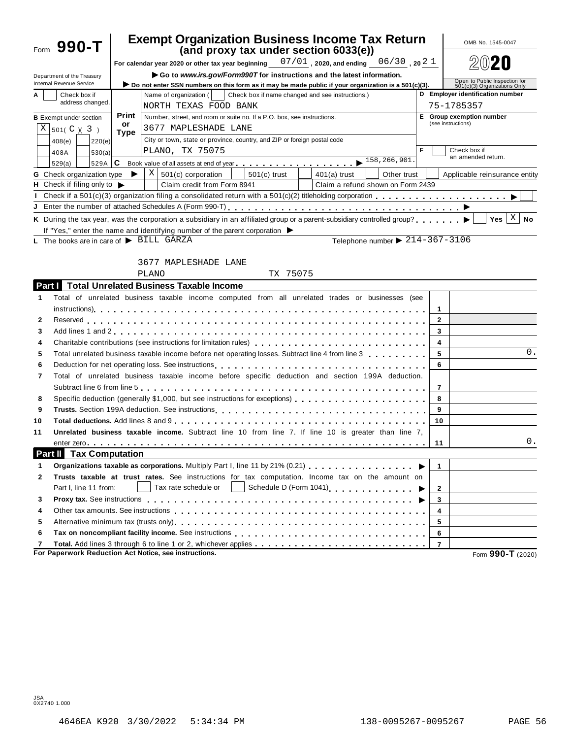# Form 990-T

## Exempt Organization Business Income Tax Return
### (and proxy tax under section 6033(e))

OMB No. 1545-0047

**2020**

Department of the Treasury
Internal Revenue Service

For calendar year 2020 or other tax year beginning 07/01, 2020, and ending 06/30, 20 21

▶ Go to *www.irs.gov/Form990T* for instructions and the latest information.

▶ Do not enter SSN numbers on this form as it may be made public if your organization is a 501(c)(3).

Open to Public Inspection for 501(c)(3) Organizations Only

**A** Check box if address changed. [ ]

**B** Exempt under section
[X] 501( C )( 3 )
[ ] 408(e) [ ] 220(e)
[ ] 408A [ ] 530(a)
[ ] 529(a) [ ] 529A

Name of organization ( [ ] Check box if name changed and see instructions.)
NORTH TEXAS FOOD BANK

Number, street, and room or suite no. If a P.O. box, see instructions.
3677 MAPLESHADE LANE

City or town, state or province, country, and ZIP or foreign postal code
PLANO, TX 75075

**C** Book value of all assets at end of year ▶ 158,266,901.

**D** Employer identification number: 75-1785357

**E** Group exemption number (see instructions)

**F** [ ] Check box if an amended return.

**G** Check organization type ▶ [X] 501(c) corporation [ ] 501(c) trust [ ] 401(a) trust [ ] Other trust [ ] Applicable reinsurance entity

**H** Check if filing only to ▶ [ ] Claim credit from Form 8941 [ ] Claim a refund shown on Form 2439

**I** Check if a 501(c)(3) organization filing a consolidated return with a 501(c)(2) titleholding corporation ▶ [ ]

**J** Enter the number of attached Schedules A (Form 990-T) ▶

**K** During the tax year, was the corporation a subsidiary in an affiliated group or a parent-subsidiary controlled group? ▶ [ ] Yes [X] No

If "Yes," enter the name and identifying number of the parent corporation ▶

**L** The books are in care of ▶ BILL GARZA  Telephone number ▶ 214-367-3106

3677 MAPLESHADE LANE
PLANO TX 75075

## Part I Total Unrelated Business Taxable Income

| | | Line | Amount |
|---|---|---|---|
| 1 | Total of unrelated business taxable income computed from all unrelated trades or businesses (see instructions) | 1 | |
| 2 | Reserved | 2 | |
| 3 | Add lines 1 and 2 | 3 | |
| 4 | Charitable contributions (see instructions for limitation rules) | 4 | |
| 5 | Total unrelated business taxable income before net operating losses. Subtract line 4 from line 3 | 5 | 0. |
| 6 | Deduction for net operating loss. See instructions | 6 | |
| 7 | Total of unrelated business taxable income before specific deduction and section 199A deduction. Subtract line 6 from line 5 | 7 | |
| 8 | Specific deduction (generally $1,000, but see instructions for exceptions) | 8 | |
| 9 | **Trusts.** Section 199A deduction. See instructions | 9 | |
| 10 | **Total deductions.** Add lines 8 and 9 | 10 | |
| 11 | **Unrelated business taxable income.** Subtract line 10 from line 7. If line 10 is greater than line 7, enter zero | 11 | 0. |

## Part II Tax Computation

| | | Line | Amount |
|---|---|---|---|
| 1 | **Organizations taxable as corporations.** Multiply Part I, line 11 by 21% (0.21) ▶ | 1 | |
| 2 | **Trusts taxable at trust rates.** See instructions for tax computation. Income tax on the amount on Part I, line 11 from: [ ] Tax rate schedule or [ ] Schedule D (Form 1041) ▶ | 2 | |
| 3 | **Proxy tax.** See instructions ▶ | 3 | |
| 4 | Other tax amounts. See instructions | 4 | |
| 5 | Alternative minimum tax (trusts only) | 5 | |
| 6 | **Tax on noncompliant facility income.** See instructions | 6 | |
| 7 | **Total.** Add lines 3 through 6 to line 1 or 2, whichever applies | 7 | |

**For Paperwork Reduction Act Notice, see instructions.** Form **990-T** (2020)

JSA
0X2740 1.000

4646EA K920 3/30/2022 5:34:34 PM 138-0095267-0095267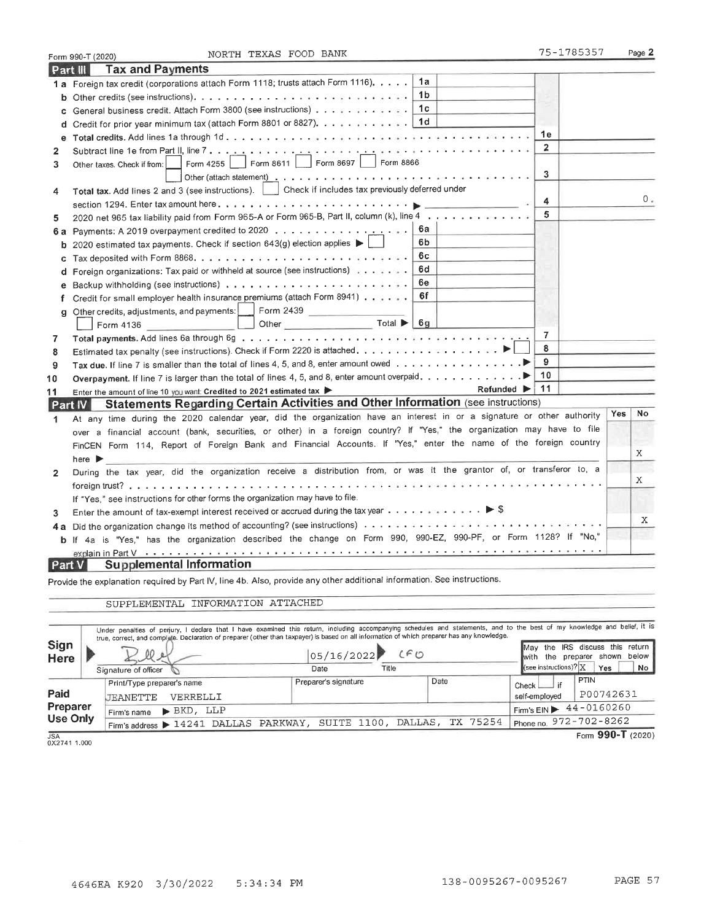Form 990-T (2020) NORTH TEXAS FOOD BANK 75-1785357 Page **2**

## Part III Tax and Payments

| Line | Description | | | | |
|---|---|---|---|---|---|
| 1a | Foreign tax credit (corporations attach Form 1118; trusts attach Form 1116) | 1a | | | |
| b | Other credits (see instructions) | 1b | | | |
| c | General business credit. Attach Form 3800 (see instructions) | 1c | | | |
| d | Credit for prior year minimum tax (attach Form 8801 or 8827) | 1d | | | |
| e | **Total credits.** Add lines 1a through 1d | | | 1e | |
| 2 | Subtract line 1e from Part II, line 7 | | | 2 | |
| 3 | Other taxes. Check if from: ☐ Form 4255 ☐ Form 8611 ☐ Form 8697 ☐ Form 8866 ☐ Other (attach statement) | | | 3 | |
| 4 | **Total tax.** Add lines 2 and 3 (see instructions). ☐ Check if includes tax previously deferred under section 1294. Enter tax amount here ▶ | | | 4 | 0. |
| 5 | 2020 net 965 tax liability paid from Form 965-A or Form 965-B, Part II, column (k), line 4 | | | 5 | |
| 6a | Payments: A 2019 overpayment credited to 2020 | 6a | | | |
| b | 2020 estimated tax payments. Check if section 643(g) election applies ▶ ☐ | 6b | | | |
| c | Tax deposited with Form 8868 | 6c | | | |
| d | Foreign organizations: Tax paid or withheld at source (see instructions) | 6d | | | |
| e | Backup withholding (see instructions) | 6e | | | |
| f | Credit for small employer health insurance premiums (attach Form 8941) | 6f | | | |
| g | Other credits, adjustments, and payments: ☐ Form 2439 ☐ Form 4136 ☐ Other Total ▶ | 6g | | | |
| 7 | **Total payments.** Add lines 6a through 6g | | | 7 | |
| 8 | Estimated tax penalty (see instructions). Check if Form 2220 is attached ▶ ☐ | | | 8 | |
| 9 | **Tax due.** If line 7 is smaller than the total of lines 4, 5, and 8, enter amount owed ▶ | | | 9 | |
| 10 | **Overpayment.** If line 7 is larger than the total of lines 4, 5, and 8, enter amount overpaid ▶ | | | 10 | |
| 11 | Enter the amount of line 10 you want: **Credited to 2021 estimated tax** ▶ Refunded ▶ | | | 11 | |

## Part IV Statements Regarding Certain Activities and Other Information (see instructions)

| Line | Question | Yes | No |
|---|---|---|---|
| 1 | At any time during the 2020 calendar year, did the organization have an interest in or a signature or other authority over a financial account (bank, securities, or other) in a foreign country? If "Yes," the organization may have to file FinCEN Form 114, Report of Foreign Bank and Financial Accounts. If "Yes," enter the name of the foreign country here ▶ | | X |
| 2 | During the tax year, did the organization receive a distribution from, or was it the grantor of, or transferor to, a foreign trust? If "Yes," see instructions for other forms the organization may have to file. | | X |
| 3 | Enter the amount of tax-exempt interest received or accrued during the tax year ▶ $ | | |
| 4a | Did the organization change its method of accounting? (see instructions) | | X |
| b | If 4a is "Yes," has the organization described the change on Form 990, 990-EZ, 990-PF, or Form 1128? If "No," explain in Part V | | |

## Part V Supplemental Information

Provide the explanation required by Part IV, line 4b. Also, provide any other additional information. See instructions.

SUPPLEMENTAL INFORMATION ATTACHED

**Sign Here**

Under penalties of perjury, I declare that I have examined this return, including accompanying schedules and statements, and to the best of my knowledge and belief, it is true, correct, and complete. Declaration of preparer (other than taxpayer) is based on all information of which preparer has any knowledge.

| Signature of officer | Date | Title | May the IRS discuss this return with the preparer shown below (see instructions)? |
|---|---|---|---|
| [signature] | 05/16/2022 | CFO | X Yes ☐ No |

**Paid Preparer Use Only**

| Print/Type preparer's name | Preparer's signature | Date | Check ☐ if self-employed | PTIN |
|---|---|---|---|---|
| JEANETTE VERRELLI | | | | P00742631 |

| Firm's name ▶ BKD, LLP | Firm's EIN ▶ 44-0160260 |
|---|---|
| Firm's address ▶ 14241 DALLAS PARKWAY, SUITE 1100, DALLAS, TX 75254 | Phone no. 972-702-8262 |

Form **990-T** (2020)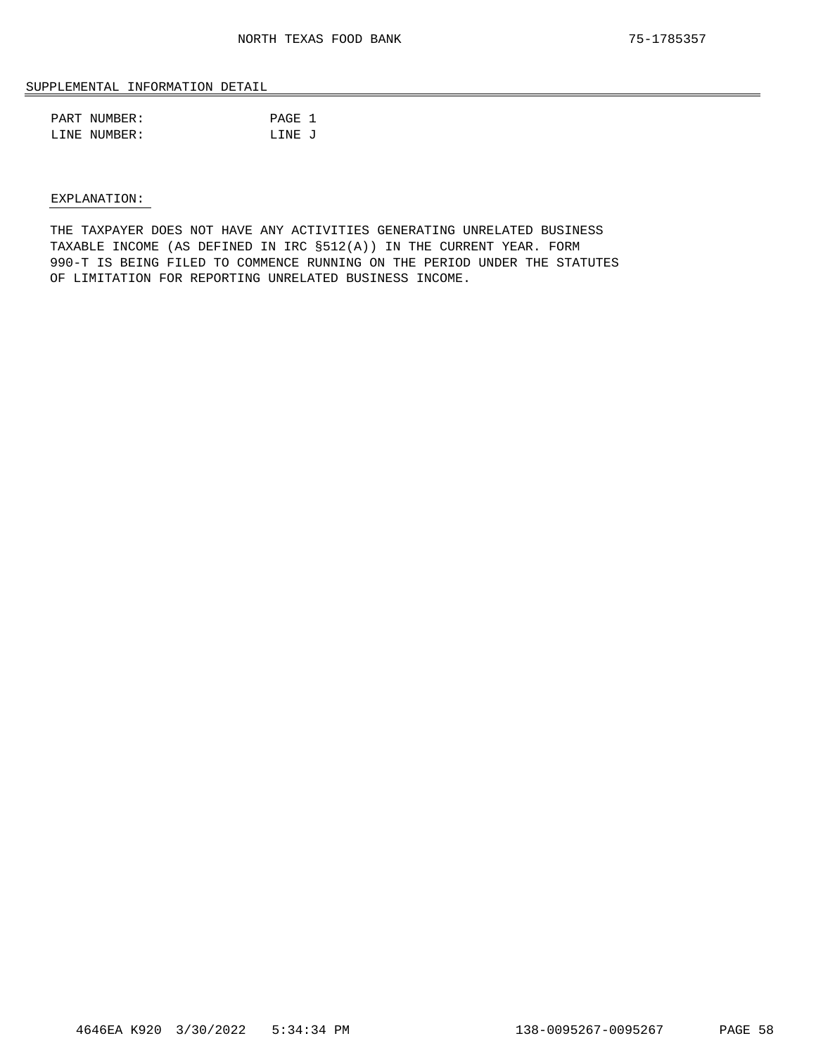## SUPPLEMENTAL INFORMATION DETAIL

PART NUMBER: PAGE 1
LINE NUMBER: LINE J

EXPLANATION:

THE TAXPAYER DOES NOT HAVE ANY ACTIVITIES GENERATING UNRELATED BUSINESS TAXABLE INCOME (AS DEFINED IN IRC §512(A)) IN THE CURRENT YEAR. FORM 990-T IS BEING FILED TO COMMENCE RUNNING ON THE PERIOD UNDER THE STATUTES OF LIMITATION FOR REPORTING UNRELATED BUSINESS INCOME.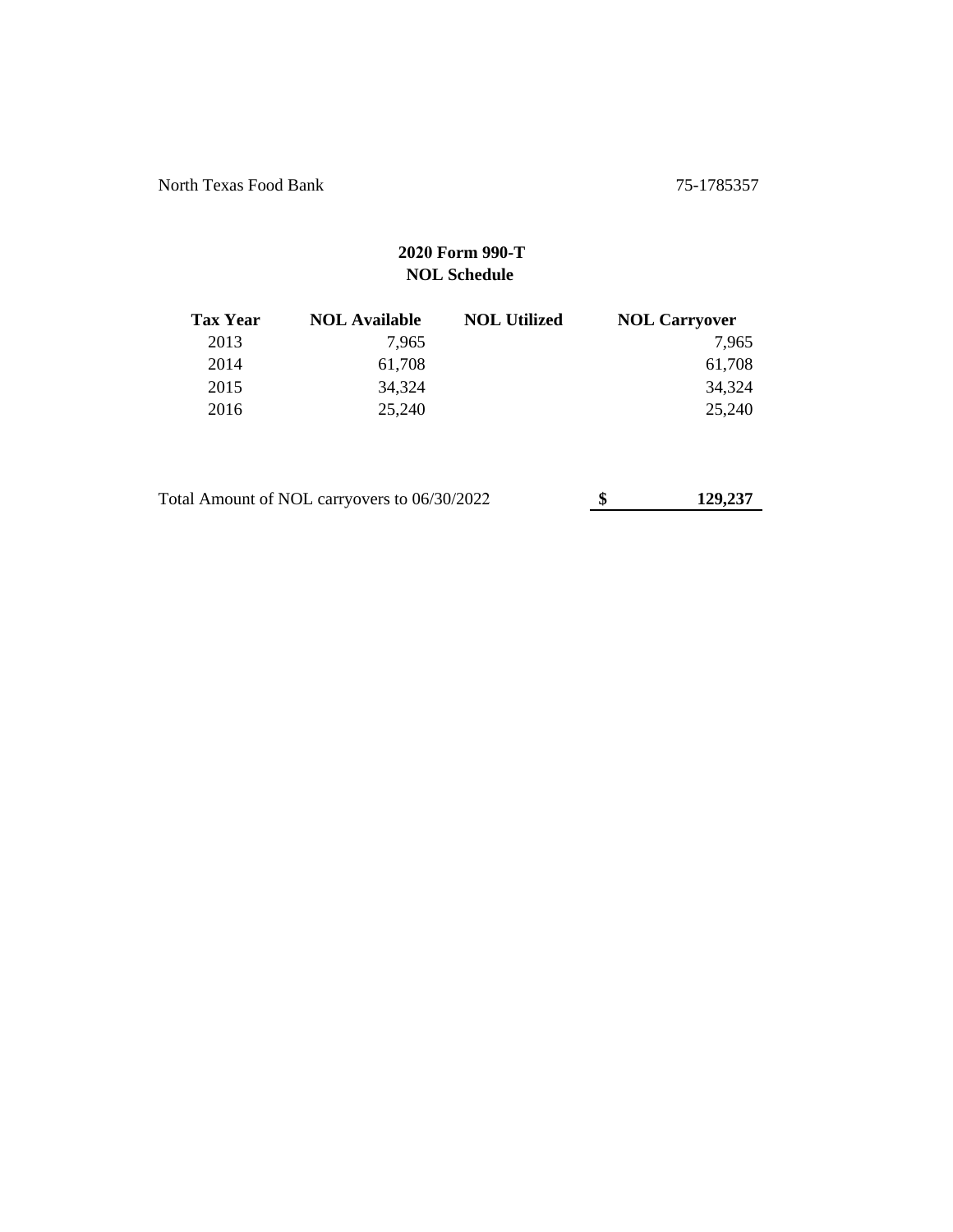North Texas Food Bank 75-1785357

## 2020 Form 990-T
## NOL Schedule

| Tax Year | NOL Available | NOL Utilized | NOL Carryover |
|---|---|---|---|
| 2013 | 7,965 | | 7,965 |
| 2014 | 61,708 | | 61,708 |
| 2015 | 34,324 | | 34,324 |
| 2016 | 25,240 | | 25,240 |

Total Amount of NOL carryovers to 06/30/2022 **$ 129,237**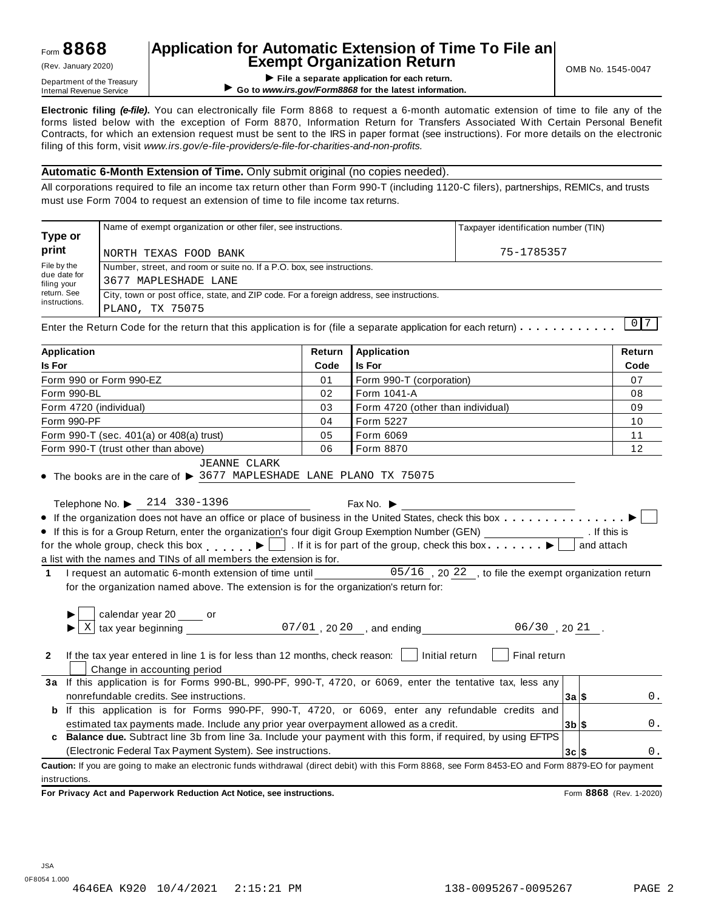Form **8868** (Rev. January 2020) Department of the Treasury Internal Revenue Service

# Application for Automatic Extension of Time To File an Exempt Organization Return

▶ **File a separate application for each return.**
▶ **Go to *www.irs.gov/Form8868* for the latest information.**

OMB No. 1545-0047

**Electronic filing *(e-file)*.** You can electronically file Form 8868 to request a 6-month automatic extension of time to file any of the forms listed below with the exception of Form 8870, Information Return for Transfers Associated With Certain Personal Benefit Contracts, for which an extension request must be sent to the IRS in paper format (see instructions). For more details on the electronic filing of this form, visit *www.irs.gov/e-file-providers/e-file-for-charities-and-non-profits.*

**Automatic 6-Month Extension of Time.** Only submit original (no copies needed).

All corporations required to file an income tax return other than Form 990-T (including 1120-C filers), partnerships, REMICs, and trusts must use Form 7004 to request an extension of time to file income tax returns.

| | | |
|---|---|---|
| **Type or print** | Name of exempt organization or other filer, see instructions. NORTH TEXAS FOOD BANK | Taxpayer identification number (TIN) 75-1785357 |
| File by the due date for filing your return. See instructions. | Number, street, and room or suite no. If a P.O. box, see instructions. 3677 MAPLESHADE LANE | |
| | City, town or post office, state, and ZIP code. For a foreign address, see instructions. PLANO, TX 75075 | |

Enter the Return Code for the return that this application is for (file a separate application for each return) . . . . . . . . . . . 0 7

| Application Is For | Return Code | Application Is For | Return Code |
|---|---|---|---|
| Form 990 or Form 990-EZ | 01 | Form 990-T (corporation) | 07 |
| Form 990-BL | 02 | Form 1041-A | 08 |
| Form 4720 (individual) | 03 | Form 4720 (other than individual) | 09 |
| Form 990-PF | 04 | Form 5227 | 10 |
| Form 990-T (sec. 401(a) or 408(a) trust) | 05 | Form 6069 | 11 |
| Form 990-T (trust other than above) | 06 | Form 8870 | 12 |

- The books are in the care of ▶ JEANNE CLARK 3677 MAPLESHADE LANE PLANO TX 75075

Telephone No. ▶ 214 330-1396 Fax No. ▶

- If the organization does not have an office or place of business in the United States, check this box . . . . . . . . . . . . . . . ▶ ☐
- If this is for a Group Return, enter the organization's four digit Group Exemption Number (GEN) ________ . If this is for the whole group, check this box . . . . . . ▶ ☐ . If it is for part of the group, check this box . . . . . . . ▶ ☐ and attach a list with the names and TINs of all members the extension is for.

**1** I request an automatic 6-month extension of time until 05/16 , 20 22 , to file the exempt organization return for the organization named above. The extension is for the organization's return for:

▶ ☐ calendar year 20 ____ or
▶ ☒ tax year beginning 07/01 , 20 20 , and ending 06/30 , 20 21 .

**2** If the tax year entered in line 1 is for less than 12 months, check reason: ☐ Initial return ☐ Final return ☐ Change in accounting period

| | | | |
|---|---|---|---|
| **3a** | If this application is for Forms 990-BL, 990-PF, 990-T, 4720, or 6069, enter the tentative tax, less any nonrefundable credits. See instructions. | **3a** $ | 0. |
| **b** | If this application is for Forms 990-PF, 990-T, 4720, or 6069, enter any refundable credits and estimated tax payments made. Include any prior year overpayment allowed as a credit. | **3b** $ | 0. |
| **c** | **Balance due.** Subtract line 3b from line 3a. Include your payment with this form, if required, by using EFTPS (Electronic Federal Tax Payment System). See instructions. | **3c** $ | 0. |

**Caution:** If you are going to make an electronic funds withdrawal (direct debit) with this Form 8868, see Form 8453-EO and Form 8879-EO for payment instructions.

**For Privacy Act and Paperwork Reduction Act Notice, see instructions.** Form **8868** (Rev. 1-2020)

JSA 0F8054 1.000

4646EA K920 10/4/2021 2:15:21 PM 138-0095267-0095267